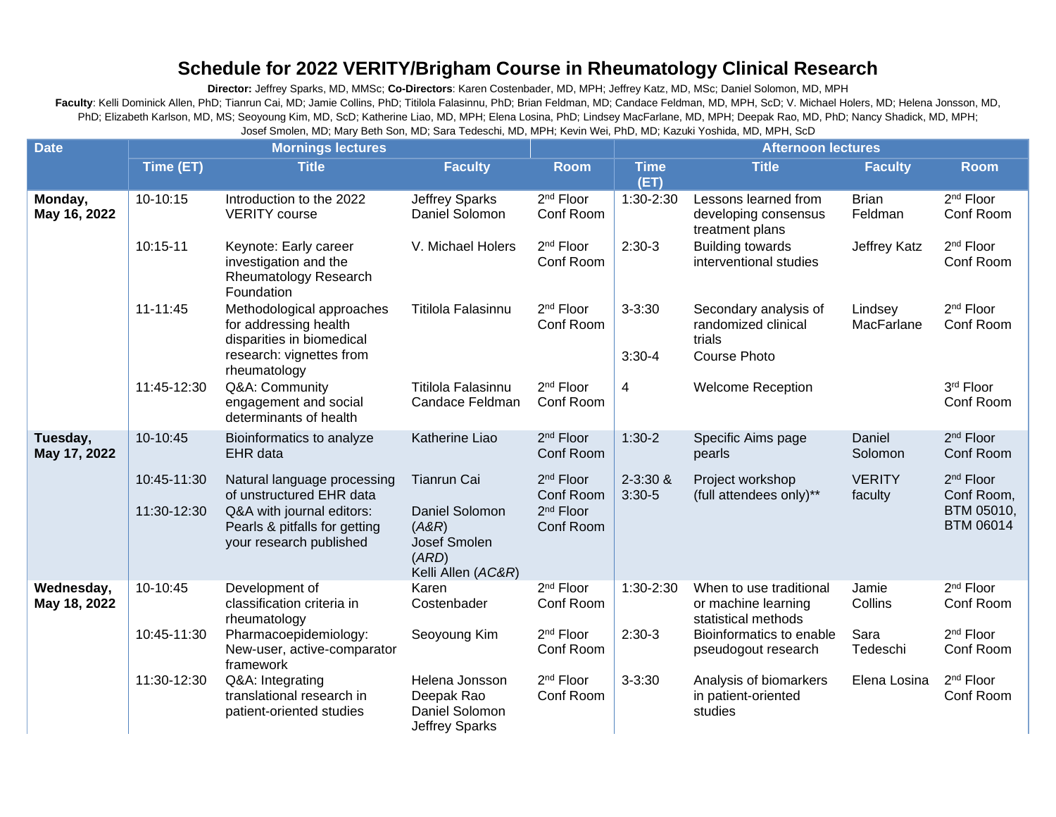# Schedule for 2022 VERITY/Brigham Course in Rheumatology Clinical Research

**Director:** Jeffrey Sparks, MD, MMSc; **Co-Directors**: Karen Costenbader, MD, MPH; Jeffrey Katz, MD, MSc; Daniel Solomon, MD, MPH

**Faculty**: Kelli Dominick Allen, PhD; Tianrun Cai, MD; Jamie Collins, PhD; Titilola Falasinnu, PhD; Brian Feldman, MD; Candace Feldman, MD, MPH, ScD; V. Michael Holers, MD; Helena Jonsson, MD, PhD; Elizabeth Karlson, MD, MS; Seoyoung Kim, MD, ScD; Katherine Liao, MD, MPH; Elena Losina, PhD; Lindsey MacFarlane, MD, MPH; Deepak Rao, MD, PhD; Nancy Shadick, MD, MPH; Josef Smolen, MD; Mary Beth Son, MD; Sara Tedeschi, MD, MPH; Kevin Wei, PhD, MD; Kazuki Yoshida, MD, MPH, ScD

| Date | Mornings lectures | | | | Afternoon lectures | | | |
|---|---|---|---|---|---|---|---|---|
| | Time (ET) | Title | Faculty | Room | Time (ET) | Title | Faculty | Room |
| **Monday, May 16, 2022** | 10-10:15 | Introduction to the 2022 VERITY course | Jeffrey Sparks<br>Daniel Solomon | 2nd Floor Conf Room | 1:30-2:30 | Lessons learned from developing consensus treatment plans | Brian Feldman | 2nd Floor Conf Room |
| | 10:15-11 | Keynote: Early career investigation and the Rheumatology Research Foundation | V. Michael Holers | 2nd Floor Conf Room | 2:30-3 | Building towards interventional studies | Jeffrey Katz | 2nd Floor Conf Room |
| | 11-11:45 | Methodological approaches for addressing health disparities in biomedical research: vignettes from rheumatology | Titilola Falasinnu | 2nd Floor Conf Room | 3-3:30 | Secondary analysis of randomized clinical trials | Lindsey MacFarlane | 2nd Floor Conf Room |
| | | | | | 3:30-4 | Course Photo | | |
| | 11:45-12:30 | Q&A: Community engagement and social determinants of health | Titilola Falasinnu<br>Candace Feldman | 2nd Floor Conf Room | 4 | Welcome Reception | | 3rd Floor Conf Room |
| **Tuesday, May 17, 2022** | 10-10:45 | Bioinformatics to analyze EHR data | Katherine Liao | 2nd Floor Conf Room | 1:30-2 | Specific Aims page pearls | Daniel Solomon | 2nd Floor Conf Room |
| | 10:45-11:30 | Natural language processing of unstructured EHR data | Tianrun Cai | 2nd Floor Conf Room | 2-3:30 & 3:30-5 | Project workshop (full attendees only)** | VERITY faculty | 2nd Floor Conf Room, BTM 05010, BTM 06014 |
| | 11:30-12:30 | Q&A with journal editors: Pearls & pitfalls for getting your research published | Daniel Solomon (*A&R*)<br>Josef Smolen (*ARD*)<br>Kelli Allen (*AC&R*) | 2nd Floor Conf Room | | | | |
| **Wednesday, May 18, 2022** | 10-10:45 | Development of classification criteria in rheumatology | Karen Costenbader | 2nd Floor Conf Room | 1:30-2:30 | When to use traditional or machine learning statistical methods | Jamie Collins | 2nd Floor Conf Room |
| | 10:45-11:30 | Pharmacoepidemiology: New-user, active-comparator framework | Seoyoung Kim | 2nd Floor Conf Room | 2:30-3 | Bioinformatics to enable pseudogout research | Sara Tedeschi | 2nd Floor Conf Room |
| | 11:30-12:30 | Q&A: Integrating translational research in patient-oriented studies | Helena Jonsson<br>Deepak Rao<br>Daniel Solomon<br>Jeffrey Sparks | 2nd Floor Conf Room | 3-3:30 | Analysis of biomarkers in patient-oriented studies | Elena Losina | 2nd Floor Conf Room |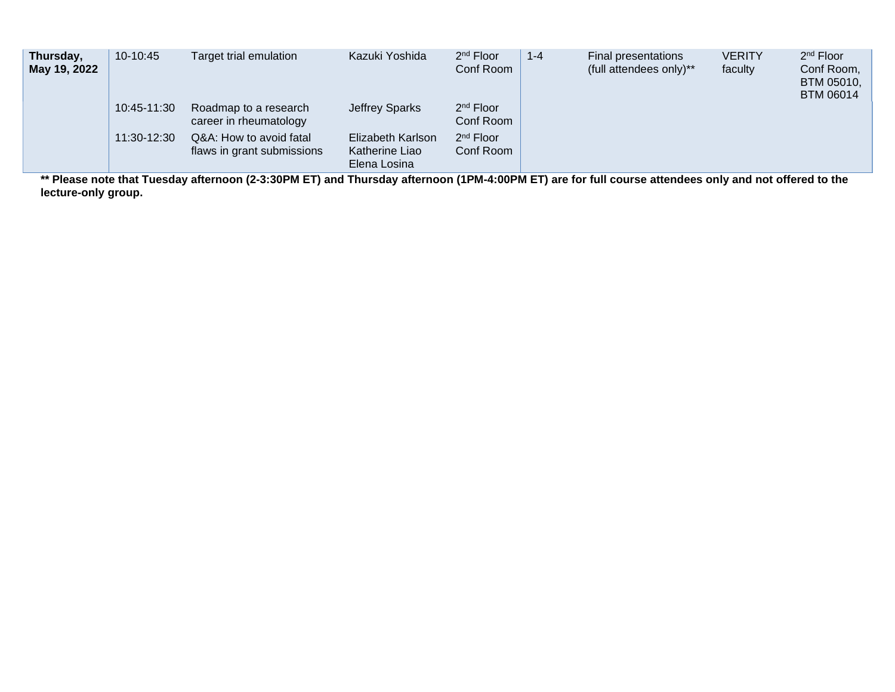| | | | | | | | | |
|---|---|---|---|---|---|---|---|---|
| **Thursday, May 19, 2022** | 10-10:45 | Target trial emulation | Kazuki Yoshida | 2nd Floor Conf Room | 1-4 | Final presentations (full attendees only)** | VERITY faculty | 2nd Floor Conf Room, BTM 05010, BTM 06014 |
| | 10:45-11:30 | Roadmap to a research career in rheumatology | Jeffrey Sparks | 2nd Floor Conf Room | | | | |
| | 11:30-12:30 | Q&A: How to avoid fatal flaws in grant submissions | Elizabeth Karlson Katherine Liao Elena Losina | 2nd Floor Conf Room | | | | |

**** Please note that Tuesday afternoon (2-3:30PM ET) and Thursday afternoon (1PM-4:00PM ET) are for full course attendees only and not offered to the lecture-only group.**